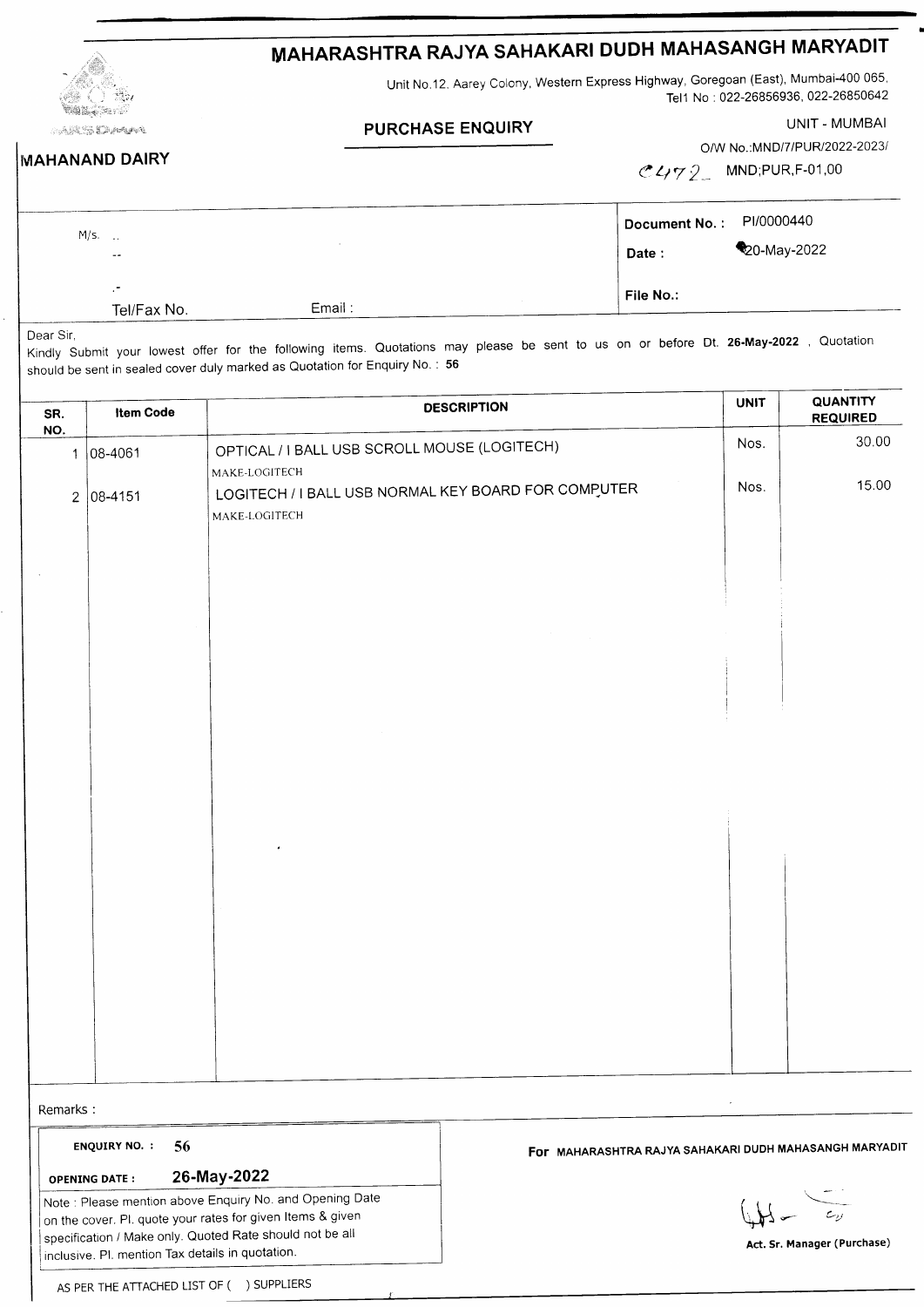# MAHARASHTRA RAJYA SAHAKARI DUDH MAHASANGH MARYADIT

Unit No.12. Aarey Colony, Western Express Highway, Goregoan (East), Mumbai-400 065, Tel1 No : 022-26856936, 022-26850642

**MAHANAND DAIRY**

## PURCHASE ENQUIRY

UNIT - MUMBAI

O/W No.:MND/7/PUR/2022-2023/ C472 MND;PUR,F-01,00

M/s. ..

--

.-

Tel/Fax No. Email :

**Document No. :** PI/0000440

**Date :** 20-May-2022

**File No.:**

Dear Sir,

Kindly Submit your lowest offer for the following items. Quotations may please be sent to us on or before Dt. **26-May-2022** , Quotation should be sent in sealed cover duly marked as Quotation for Enquiry No. : **56**

| SR. NO. | Item Code | DESCRIPTION | UNIT | QUANTITY REQUIRED |
|---|---|---|---|---|
| 1 | 08-4061 | OPTICAL / I BALL USB SCROLL MOUSE (LOGITECH)<br>MAKE-LOGITECH | Nos. | 30.00 |
| 2 | 08-4151 | LOGITECH / I BALL USB NORMAL KEY BOARD FOR COMPUTER<br>MAKE-LOGITECH | Nos. | 15.00 |

Remarks :

**ENQUIRY NO. :** 56

**OPENING DATE :** 26-May-2022

Note : Please mention above Enquiry No. and Opening Date on the cover. Pl. quote your rates for given Items & given specification / Make only. Quoted Rate should not be all inclusive. Pl. mention Tax details in quotation.

**For** MAHARASHTRA RAJYA SAHAKARI DUDH MAHASANGH MARYADIT

**Act. Sr. Manager (Purchase)**

AS PER THE ATTACHED LIST OF ( ) SUPPLIERS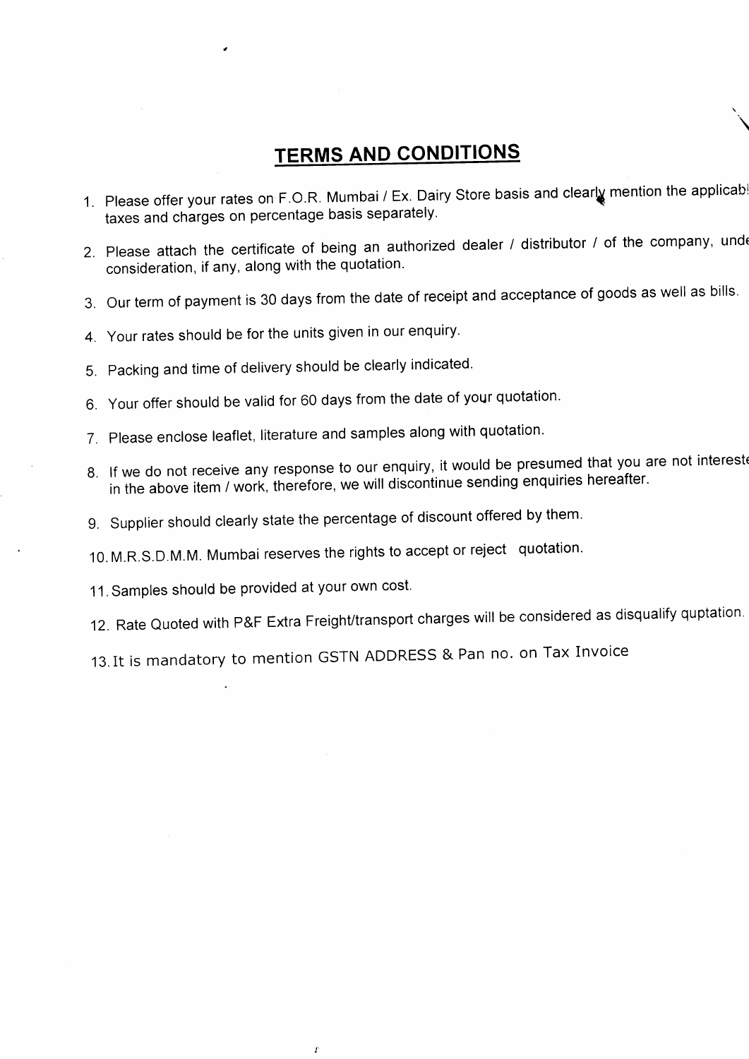# TERMS AND CONDITIONS

1. Please offer your rates on F.O.R. Mumbai / Ex. Dairy Store basis and clearly mention the applicab taxes and charges on percentage basis separately.
2. Please attach the certificate of being an authorized dealer / distributor / of the company, und consideration, if any, along with the quotation.
3. Our term of payment is 30 days from the date of receipt and acceptance of goods as well as bills.
4. Your rates should be for the units given in our enquiry.
5. Packing and time of delivery should be clearly indicated.
6. Your offer should be valid for 60 days from the date of your quotation.
7. Please enclose leaflet, literature and samples along with quotation.
8. If we do not receive any response to our enquiry, it would be presumed that you are not interest in the above item / work, therefore, we will discontinue sending enquiries hereafter.
9. Supplier should clearly state the percentage of discount offered by them.
10. M.R.S.D.M.M. Mumbai reserves the rights to accept or reject quotation.
11. Samples should be provided at your own cost.
12. Rate Quoted with P&F Extra Freight/transport charges will be considered as disqualify quptation.
13. It is mandatory to mention GSTN ADDRESS & Pan no. on Tax Invoice